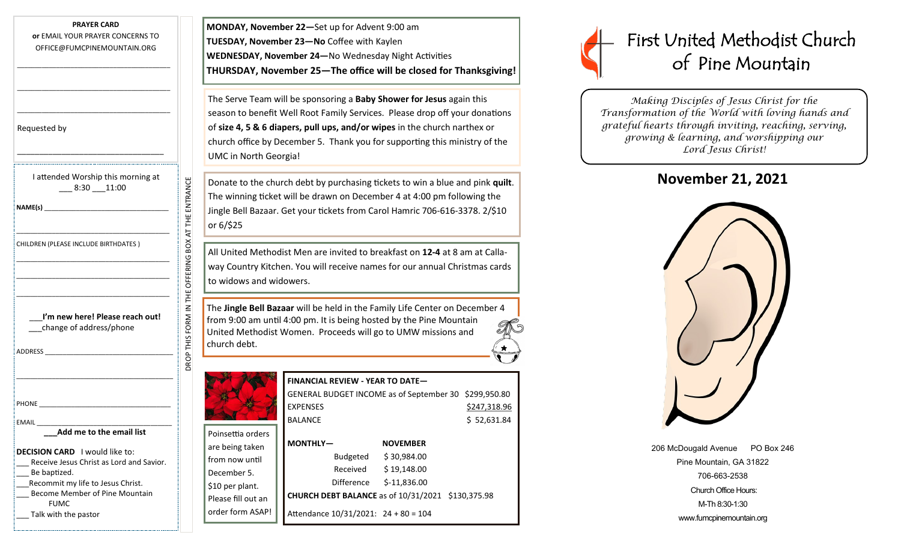**PRAYER CARD**
**or** EMAIL YOUR PRAYER CONCERNS TO OFFICE@FUMCPINEMOUNTAIN.ORG

___________________________________

___________________________________

___________________________________

Requested by

___________________________________

I attended Worship this morning at ___ 8:30 ___11:00

**NAME(s)** ___________________________________

___________________________________

CHILDREN (PLEASE INCLUDE BIRTHDATES )

___________________________________

___________________________________

___________________________________

___**I'm new here! Please reach out!**
___change of address/phone

ADDRESS ___________________________________

___________________________________

PHONE ___________________________________

EMAIL ___________________________________

___**Add me to the email list**

**DECISION CARD** I would like to:
- ___ Receive Jesus Christ as Lord and Savior.
- ___ Be baptized.
- ___Recommit my life to Jesus Christ.
- ___ Become Member of Pine Mountain FUMC
- ___ Talk with the pastor

DROP THIS FORM IN THE OFFERING BOX AT THE ENTRANCE

**MONDAY, November 22—**Set up for Advent 9:00 am
**TUESDAY, November 23—No** Coffee with Kaylen
**WEDNESDAY, November 24—**No Wednesday Night Activities
**THURSDAY, November 25—The office will be closed for Thanksgiving!**

The Serve Team will be sponsoring a **Baby Shower for Jesus** again this season to benefit Well Root Family Services. Please drop off your donations of **size 4, 5 & 6 diapers, pull ups, and/or wipes** in the church narthex or church office by December 5. Thank you for supporting this ministry of the UMC in North Georgia!

Donate to the church debt by purchasing tickets to win a blue and pink **quilt**. The winning ticket will be drawn on December 4 at 4:00 pm following the Jingle Bell Bazaar. Get your tickets from Carol Hamric 706-616-3378. 2/$10 or 6/$25

All United Methodist Men are invited to breakfast on **12-4** at 8 am at Callaway Country Kitchen. You will receive names for our annual Christmas cards to widows and widowers.

The **Jingle Bell Bazaar** will be held in the Family Life Center on December 4 from 9:00 am until 4:00 pm. It is being hosted by the Pine Mountain United Methodist Women. Proceeds will go to UMW missions and church debt.

Poinsettia orders are being taken from now until December 5. $10 per plant. Please fill out an order form ASAP!

**FINANCIAL REVIEW - YEAR TO DATE—**

| | |
|---|---|
| GENERAL BUDGET INCOME as of September 30 | $299,950.80 |
| EXPENSES | $247,318.96 |
| BALANCE | $ 52,631.84 |

| **MONTHLY—** | **NOVEMBER** |
|---|---|
| Budgeted | $ 30,984.00 |
| Received | $ 19,148.00 |
| Difference | $-11,836.00 |

**CHURCH DEBT BALANCE** as of 10/31/2021 $130,375.98

Attendance 10/31/2021: 24 + 80 = 104

# First United Methodist Church of Pine Mountain

*Making Disciples of Jesus Christ for the Transformation of the World with loving hands and grateful hearts through inviting, reaching, serving, growing & learning, and worshipping our Lord Jesus Christ!*

## November 21, 2021

206 McDougald Avenue PO Box 246
Pine Mountain, GA 31822
706-663-2538
Church Office Hours:
M-Th 8:30-1:30
www.fumcpinemountain.org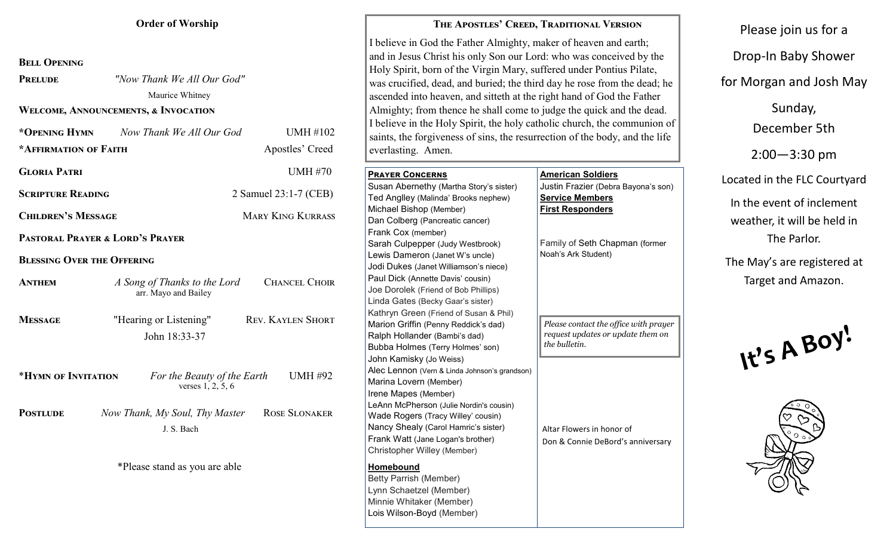## Order of Worship

**Bell Opening**

**Prelude** *"Now Thank We All Our God"*
Maurice Whitney

**Welcome, Announcements, & Invocation**

**\*Opening Hymn** *Now Thank We All Our God* UMH #102

**\*Affirmation of Faith** Apostles' Creed

**Gloria Patri** UMH #70

**Scripture Reading** 2 Samuel 23:1-7 (CEB)

**Children's Message** Mary King Kurrass

**Pastoral Prayer & Lord's Prayer**

**Blessing Over the Offering**

**Anthem** *A Song of Thanks to the Lord* Chancel Choir
arr. Mayo and Bailey

**Message** "Hearing or Listening" Rev. Kaylen Short
John 18:33-37

**\*Hymn of Invitation** *For the Beauty of the Earth* UMH #92
verses 1, 2, 5, 6

**Postlude** *Now Thank, My Soul, Thy Master* Rose Slonaker
J. S. Bach

*Please stand as you are able

## The Apostles' Creed, Traditional Version

I believe in God the Father Almighty, maker of heaven and earth; and in Jesus Christ his only Son our Lord: who was conceived by the Holy Spirit, born of the Virgin Mary, suffered under Pontius Pilate, was crucified, dead, and buried; the third day he rose from the dead; he ascended into heaven, and sitteth at the right hand of God the Father Almighty; from thence he shall come to judge the quick and the dead. I believe in the Holy Spirit, the holy catholic church, the communion of saints, the forgiveness of sins, the resurrection of the body, and the life everlasting. Amen.

### Prayer Concerns

Susan Abernethy (Martha Story's sister)
Ted Anglley (Malinda' Brooks nephew)
Michael Bishop (Member)
Dan Colberg (Pancreatic cancer)
Frank Cox (member)
Sarah Culpepper (Judy Westbrook)
Lewis Dameron (Janet W's uncle)
Jodi Dukes (Janet Williamson's niece)
Paul Dick (Annette Davis' cousin)
Joe Dorolek (Friend of Bob Phillips)
Linda Gates (Becky Gaar's sister)
Kathryn Green (Friend of Susan & Phil)
Marion Griffin (Penny Reddick's dad)
Ralph Hollander (Bambi's dad)
Bubba Holmes (Terry Holmes' son)
John Kamisky (Jo Weiss)
Alec Lennon (Vern & Linda Johnson's grandson)
Marina Lovern (Member)
Irene Mapes (Member)
LeAnn McPherson (Julie Nordin's cousin)
Wade Rogers (Tracy Willey' cousin)
Nancy Shealy (Carol Hamric's sister)
Frank Watt (Jane Logan's brother)
Christopher Willey (Member)

### Homebound

Betty Parrish (Member)
Lynn Schaetzel (Member)
Minnie Whitaker (Member)
Lois Wilson-Boyd (Member)

### American Soldiers

Justin Frazier (Debra Bayona's son)

### Service Members

### First Responders

Family of Seth Chapman (former Noah's Ark Student)

*Please contact the office with prayer request updates or update them on the bulletin.*

Altar Flowers in honor of
Don & Connie DeBord's anniversary

Please join us for a
Drop-In Baby Shower
for Morgan and Josh May

Sunday,
December 5th

2:00—3:30 pm

Located in the FLC Courtyard

In the event of inclement weather, it will be held in The Parlor.

The May's are registered at Target and Amazon.

It's A Boy!